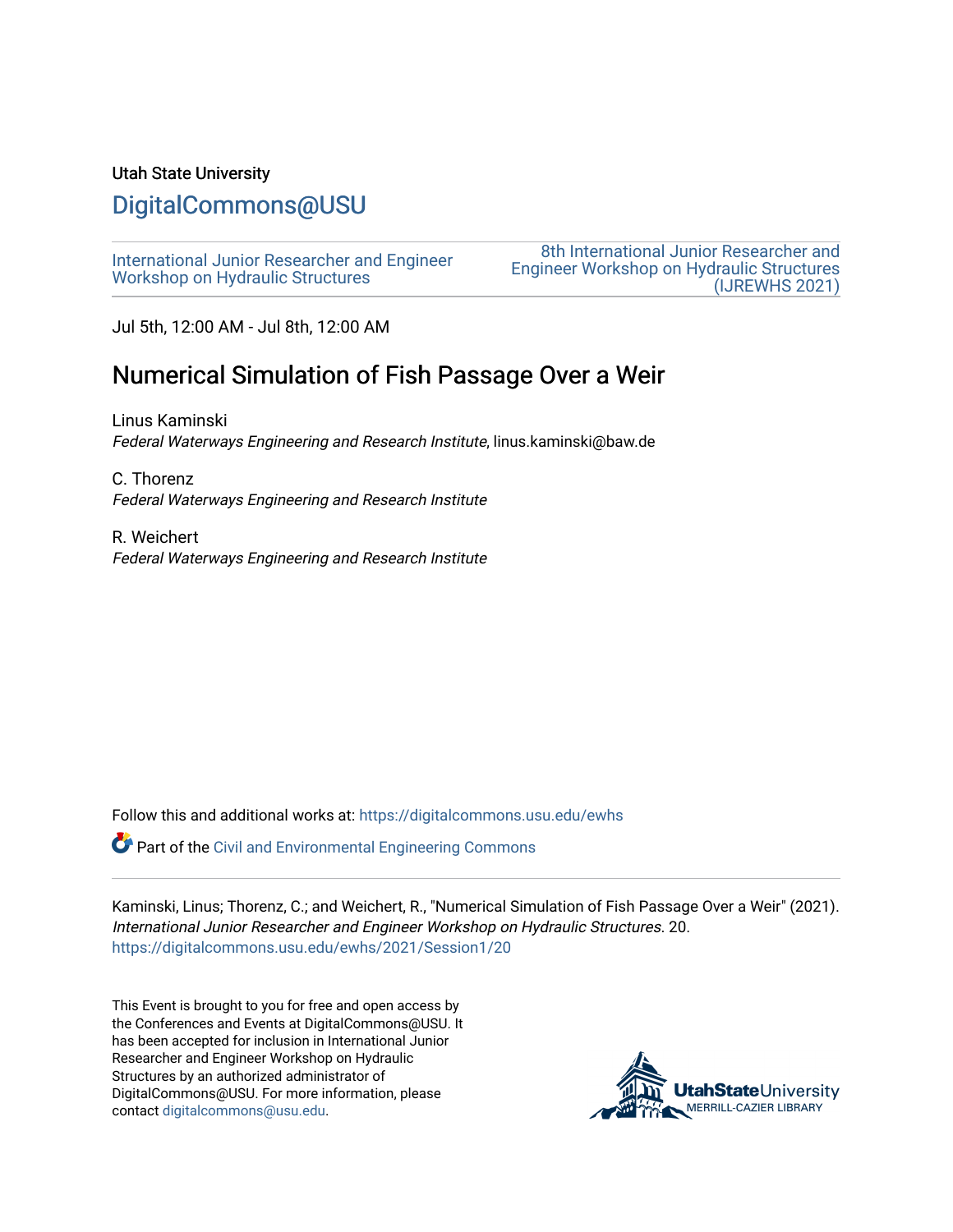Utah State University

# DigitalCommons@USU

International Junior Researcher and Engineer Workshop on Hydraulic Structures

8th International Junior Researcher and Engineer Workshop on Hydraulic Structures (IJREWHS 2021)

Jul 5th, 12:00 AM - Jul 8th, 12:00 AM

## Numerical Simulation of Fish Passage Over a Weir

Linus Kaminski
*Federal Waterways Engineering and Research Institute*, linus.kaminski@baw.de

C. Thorenz
*Federal Waterways Engineering and Research Institute*

R. Weichert
*Federal Waterways Engineering and Research Institute*

Follow this and additional works at: https://digitalcommons.usu.edu/ewhs

Part of the Civil and Environmental Engineering Commons

Kaminski, Linus; Thorenz, C.; and Weichert, R., "Numerical Simulation of Fish Passage Over a Weir" (2021). *International Junior Researcher and Engineer Workshop on Hydraulic Structures*. 20.
https://digitalcommons.usu.edu/ewhs/2021/Session1/20

This Event is brought to you for free and open access by the Conferences and Events at DigitalCommons@USU. It has been accepted for inclusion in International Junior Researcher and Engineer Workshop on Hydraulic Structures by an authorized administrator of DigitalCommons@USU. For more information, please contact digitalcommons@usu.edu.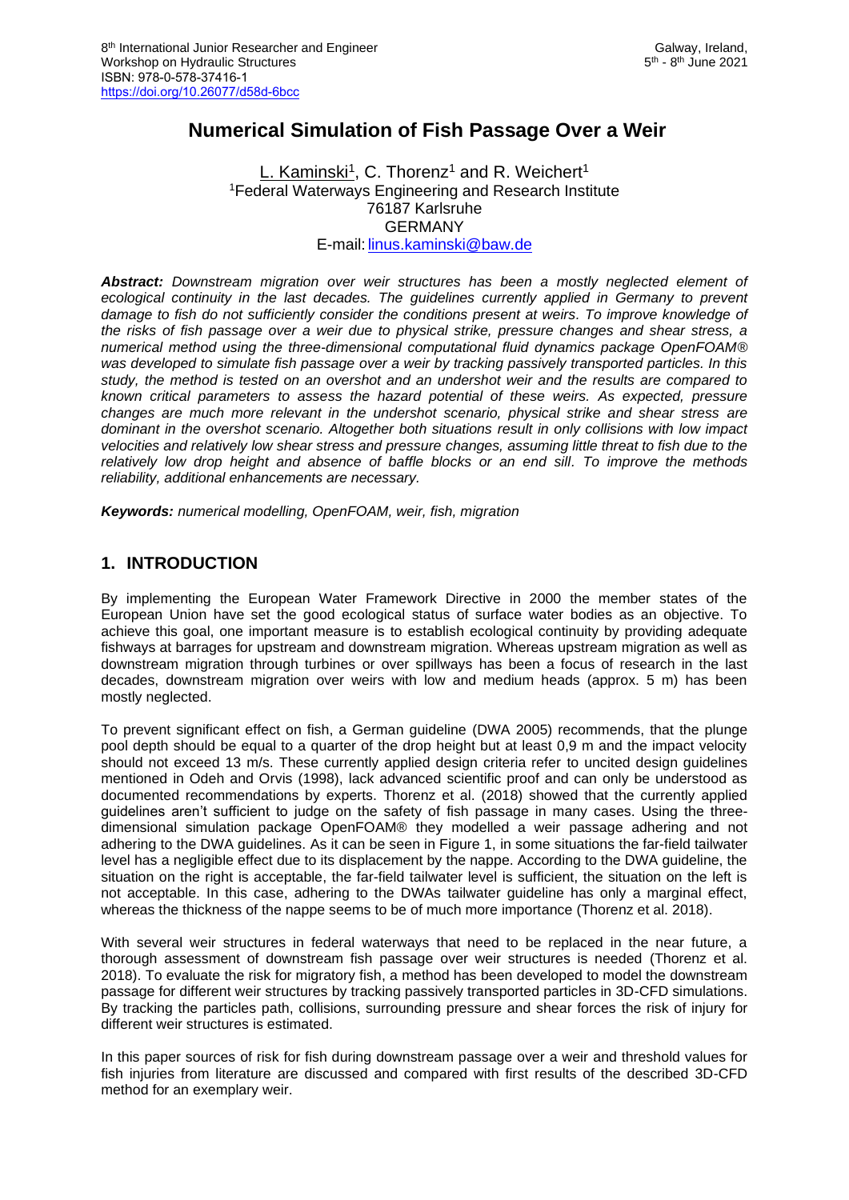# Numerical Simulation of Fish Passage Over a Weir

L. Kaminski[1], C. Thorenz[1] and R. Weichert[1]
[1]Federal Waterways Engineering and Research Institute
76187 Karlsruhe
GERMANY
E-mail: linus.kaminski@baw.de

***Abstract:*** *Downstream migration over weir structures has been a mostly neglected element of ecological continuity in the last decades. The guidelines currently applied in Germany to prevent damage to fish do not sufficiently consider the conditions present at weirs. To improve knowledge of the risks of fish passage over a weir due to physical strike, pressure changes and shear stress, a numerical method using the three-dimensional computational fluid dynamics package OpenFOAM® was developed to simulate fish passage over a weir by tracking passively transported particles. In this study, the method is tested on an overshot and an undershot weir and the results are compared to known critical parameters to assess the hazard potential of these weirs. As expected, pressure changes are much more relevant in the undershot scenario, physical strike and shear stress are dominant in the overshot scenario. Altogether both situations result in only collisions with low impact velocities and relatively low shear stress and pressure changes, assuming little threat to fish due to the relatively low drop height and absence of baffle blocks or an end sill. To improve the methods reliability, additional enhancements are necessary.*

***Keywords:*** *numerical modelling, OpenFOAM, weir, fish, migration*

## 1. INTRODUCTION

By implementing the European Water Framework Directive in 2000 the member states of the European Union have set the good ecological status of surface water bodies as an objective. To achieve this goal, one important measure is to establish ecological continuity by providing adequate fishways at barrages for upstream and downstream migration. Whereas upstream migration as well as downstream migration through turbines or over spillways has been a focus of research in the last decades, downstream migration over weirs with low and medium heads (approx. 5 m) has been mostly neglected.

To prevent significant effect on fish, a German guideline (DWA 2005) recommends, that the plunge pool depth should be equal to a quarter of the drop height but at least 0,9 m and the impact velocity should not exceed 13 m/s. These currently applied design criteria refer to uncited design guidelines mentioned in Odeh and Orvis (1998), lack advanced scientific proof and can only be understood as documented recommendations by experts. Thorenz et al. (2018) showed that the currently applied guidelines aren't sufficient to judge on the safety of fish passage in many cases. Using the three-dimensional simulation package OpenFOAM® they modelled a weir passage adhering and not adhering to the DWA guidelines. As it can be seen in Figure 1, in some situations the far-field tailwater level has a negligible effect due to its displacement by the nappe. According to the DWA guideline, the situation on the right is acceptable, the far-field tailwater level is sufficient, the situation on the left is not acceptable. In this case, adhering to the DWAs tailwater guideline has only a marginal effect, whereas the thickness of the nappe seems to be of much more importance (Thorenz et al. 2018).

With several weir structures in federal waterways that need to be replaced in the near future, a thorough assessment of downstream fish passage over weir structures is needed (Thorenz et al. 2018). To evaluate the risk for migratory fish, a method has been developed to model the downstream passage for different weir structures by tracking passively transported particles in 3D-CFD simulations. By tracking the particles path, collisions, surrounding pressure and shear forces the risk of injury for different weir structures is estimated.

In this paper sources of risk for fish during downstream passage over a weir and threshold values for fish injuries from literature are discussed and compared with first results of the described 3D-CFD method for an exemplary weir.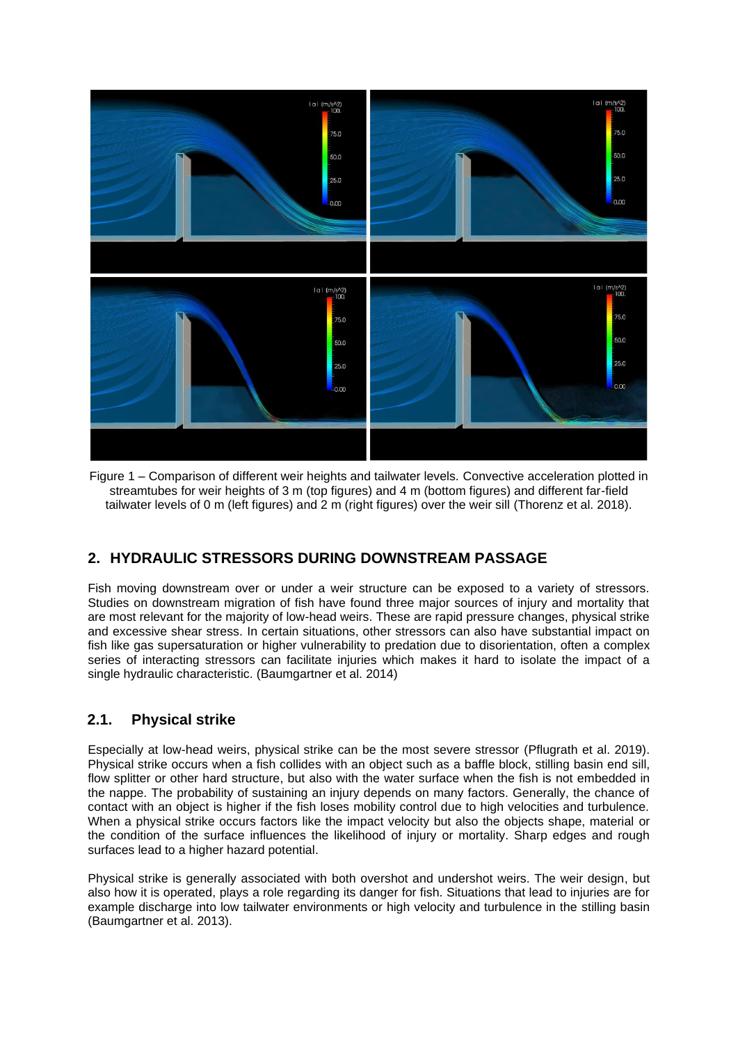Figure 1 – Comparison of different weir heights and tailwater levels. Convective acceleration plotted in streamtubes for weir heights of 3 m (top figures) and 4 m (bottom figures) and different far-field tailwater levels of 0 m (left figures) and 2 m (right figures) over the weir sill (Thorenz et al. 2018).

## 2. HYDRAULIC STRESSORS DURING DOWNSTREAM PASSAGE

Fish moving downstream over or under a weir structure can be exposed to a variety of stressors. Studies on downstream migration of fish have found three major sources of injury and mortality that are most relevant for the majority of low-head weirs. These are rapid pressure changes, physical strike and excessive shear stress. In certain situations, other stressors can also have substantial impact on fish like gas supersaturation or higher vulnerability to predation due to disorientation, often a complex series of interacting stressors can facilitate injuries which makes it hard to isolate the impact of a single hydraulic characteristic. (Baumgartner et al. 2014)

### 2.1. Physical strike

Especially at low-head weirs, physical strike can be the most severe stressor (Pflugrath et al. 2019). Physical strike occurs when a fish collides with an object such as a baffle block, stilling basin end sill, flow splitter or other hard structure, but also with the water surface when the fish is not embedded in the nappe. The probability of sustaining an injury depends on many factors. Generally, the chance of contact with an object is higher if the fish loses mobility control due to high velocities and turbulence. When a physical strike occurs factors like the impact velocity but also the objects shape, material or the condition of the surface influences the likelihood of injury or mortality. Sharp edges and rough surfaces lead to a higher hazard potential.

Physical strike is generally associated with both overshot and undershot weirs. The weir design, but also how it is operated, plays a role regarding its danger for fish. Situations that lead to injuries are for example discharge into low tailwater environments or high velocity and turbulence in the stilling basin (Baumgartner et al. 2013).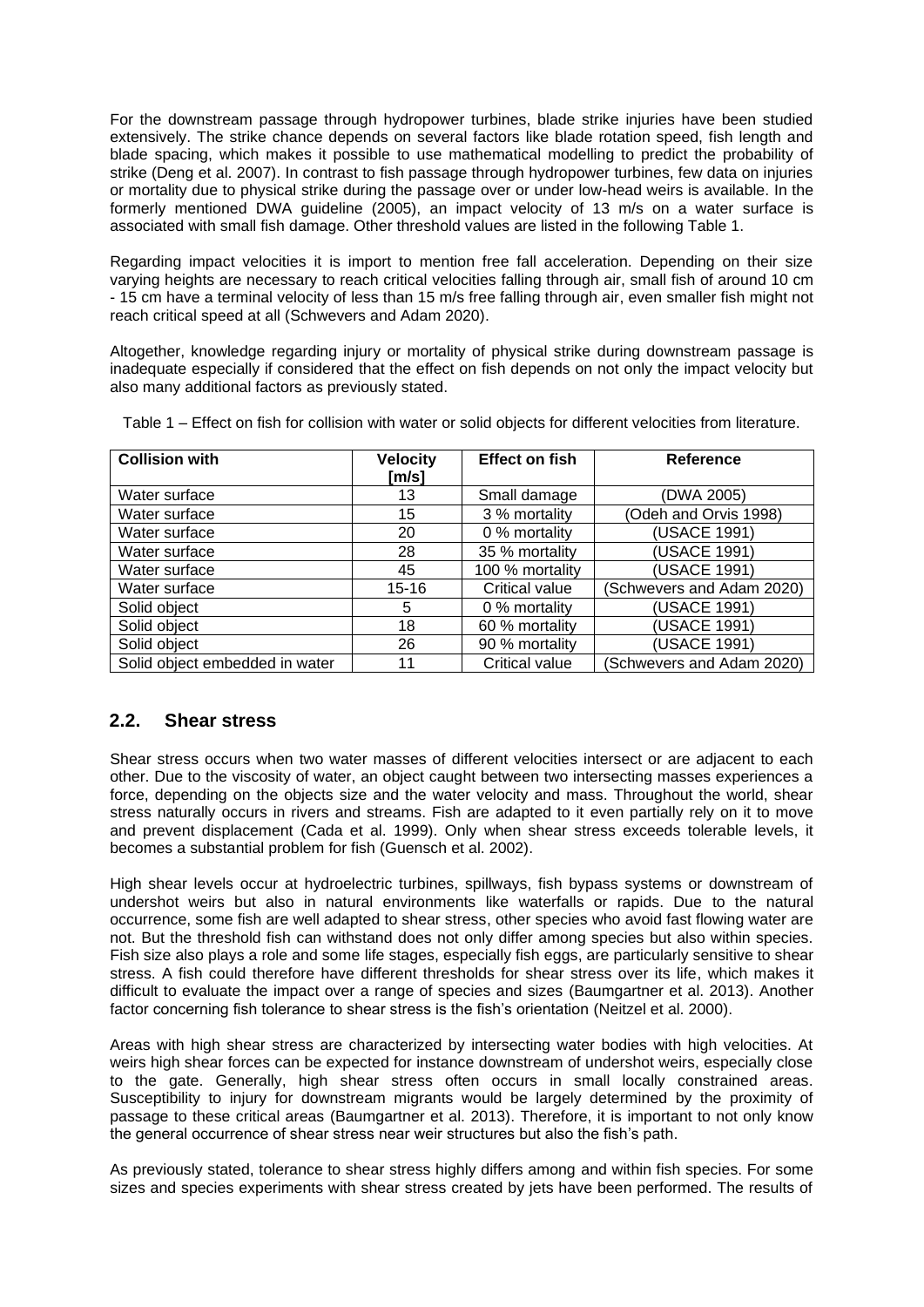For the downstream passage through hydropower turbines, blade strike injuries have been studied extensively. The strike chance depends on several factors like blade rotation speed, fish length and blade spacing, which makes it possible to use mathematical modelling to predict the probability of strike (Deng et al. 2007). In contrast to fish passage through hydropower turbines, few data on injuries or mortality due to physical strike during the passage over or under low-head weirs is available. In the formerly mentioned DWA guideline (2005), an impact velocity of 13 m/s on a water surface is associated with small fish damage. Other threshold values are listed in the following Table 1.

Regarding impact velocities it is import to mention free fall acceleration. Depending on their size varying heights are necessary to reach critical velocities falling through air, small fish of around 10 cm - 15 cm have a terminal velocity of less than 15 m/s free falling through air, even smaller fish might not reach critical speed at all (Schwevers and Adam 2020).

Altogether, knowledge regarding injury or mortality of physical strike during downstream passage is inadequate especially if considered that the effect on fish depends on not only the impact velocity but also many additional factors as previously stated.

Table 1 – Effect on fish for collision with water or solid objects for different velocities from literature.

| Collision with | Velocity [m/s] | Effect on fish | Reference |
|---|---|---|---|
| Water surface | 13 | Small damage | (DWA 2005) |
| Water surface | 15 | 3 % mortality | (Odeh and Orvis 1998) |
| Water surface | 20 | 0 % mortality | (USACE 1991) |
| Water surface | 28 | 35 % mortality | (USACE 1991) |
| Water surface | 45 | 100 % mortality | (USACE 1991) |
| Water surface | 15-16 | Critical value | (Schwevers and Adam 2020) |
| Solid object | 5 | 0 % mortality | (USACE 1991) |
| Solid object | 18 | 60 % mortality | (USACE 1991) |
| Solid object | 26 | 90 % mortality | (USACE 1991) |
| Solid object embedded in water | 11 | Critical value | (Schwevers and Adam 2020) |

## 2.2. Shear stress

Shear stress occurs when two water masses of different velocities intersect or are adjacent to each other. Due to the viscosity of water, an object caught between two intersecting masses experiences a force, depending on the objects size and the water velocity and mass. Throughout the world, shear stress naturally occurs in rivers and streams. Fish are adapted to it even partially rely on it to move and prevent displacement (Cada et al. 1999). Only when shear stress exceeds tolerable levels, it becomes a substantial problem for fish (Guensch et al. 2002).

High shear levels occur at hydroelectric turbines, spillways, fish bypass systems or downstream of undershot weirs but also in natural environments like waterfalls or rapids. Due to the natural occurrence, some fish are well adapted to shear stress, other species who avoid fast flowing water are not. But the threshold fish can withstand does not only differ among species but also within species. Fish size also plays a role and some life stages, especially fish eggs, are particularly sensitive to shear stress. A fish could therefore have different thresholds for shear stress over its life, which makes it difficult to evaluate the impact over a range of species and sizes (Baumgartner et al. 2013). Another factor concerning fish tolerance to shear stress is the fish's orientation (Neitzel et al. 2000).

Areas with high shear stress are characterized by intersecting water bodies with high velocities. At weirs high shear forces can be expected for instance downstream of undershot weirs, especially close to the gate. Generally, high shear stress often occurs in small locally constrained areas. Susceptibility to injury for downstream migrants would be largely determined by the proximity of passage to these critical areas (Baumgartner et al. 2013). Therefore, it is important to not only know the general occurrence of shear stress near weir structures but also the fish's path.

As previously stated, tolerance to shear stress highly differs among and within fish species. For some sizes and species experiments with shear stress created by jets have been performed. The results of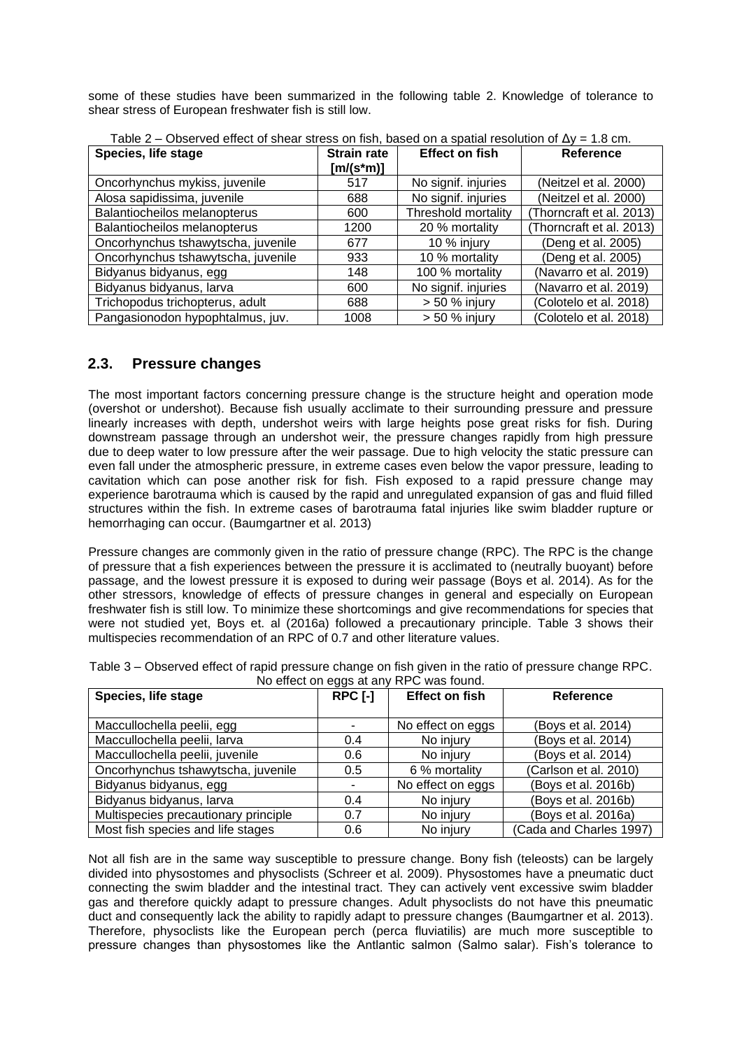some of these studies have been summarized in the following table 2. Knowledge of tolerance to shear stress of European freshwater fish is still low.

Table 2 – Observed effect of shear stress on fish, based on a spatial resolution of $\Delta y$ = 1.8 cm.

| Species, life stage | Strain rate [m/(s*m)] | Effect on fish | Reference |
|---|---|---|---|
| Oncorhynchus mykiss, juvenile | 517 | No signif. injuries | (Neitzel et al. 2000) |
| Alosa sapidissima, juvenile | 688 | No signif. injuries | (Neitzel et al. 2000) |
| Balantiocheilos melanopterus | 600 | Threshold mortality | (Thorncraft et al. 2013) |
| Balantiocheilos melanopterus | 1200 | 20 % mortality | (Thorncraft et al. 2013) |
| Oncorhynchus tshawytscha, juvenile | 677 | 10 % injury | (Deng et al. 2005) |
| Oncorhynchus tshawytscha, juvenile | 933 | 10 % mortality | (Deng et al. 2005) |
| Bidyanus bidyanus, egg | 148 | 100 % mortality | (Navarro et al. 2019) |
| Bidyanus bidyanus, larva | 600 | No signif. injuries | (Navarro et al. 2019) |
| Trichopodus trichopterus, adult | 688 | > 50 % injury | (Colotelo et al. 2018) |
| Pangasionodon hypophtalmus, juv. | 1008 | > 50 % injury | (Colotelo et al. 2018) |

## 2.3. Pressure changes

The most important factors concerning pressure change is the structure height and operation mode (overshot or undershot). Because fish usually acclimate to their surrounding pressure and pressure linearly increases with depth, undershot weirs with large heights pose great risks for fish. During downstream passage through an undershot weir, the pressure changes rapidly from high pressure due to deep water to low pressure after the weir passage. Due to high velocity the static pressure can even fall under the atmospheric pressure, in extreme cases even below the vapor pressure, leading to cavitation which can pose another risk for fish. Fish exposed to a rapid pressure change may experience barotrauma which is caused by the rapid and unregulated expansion of gas and fluid filled structures within the fish. In extreme cases of barotrauma fatal injuries like swim bladder rupture or hemorrhaging can occur. (Baumgartner et al. 2013)

Pressure changes are commonly given in the ratio of pressure change (RPC). The RPC is the change of pressure that a fish experiences between the pressure it is acclimated to (neutrally buoyant) before passage, and the lowest pressure it is exposed to during weir passage (Boys et al. 2014). As for the other stressors, knowledge of effects of pressure changes in general and especially on European freshwater fish is still low. To minimize these shortcomings and give recommendations for species that were not studied yet, Boys et. al (2016a) followed a precautionary principle. Table 3 shows their multispecies recommendation of an RPC of 0.7 and other literature values.

Table 3 – Observed effect of rapid pressure change on fish given in the ratio of pressure change RPC. No effect on eggs at any RPC was found.

| Species, life stage | RPC [-] | Effect on fish | Reference |
|---|---|---|---|
| Maccullochella peelii, egg | - | No effect on eggs | (Boys et al. 2014) |
| Maccullochella peelii, larva | 0.4 | No injury | (Boys et al. 2014) |
| Maccullochella peelii, juvenile | 0.6 | No injury | (Boys et al. 2014) |
| Oncorhynchus tshawytscha, juvenile | 0.5 | 6 % mortality | (Carlson et al. 2010) |
| Bidyanus bidyanus, egg | - | No effect on eggs | (Boys et al. 2016b) |
| Bidyanus bidyanus, larva | 0.4 | No injury | (Boys et al. 2016b) |
| Multispecies precautionary principle | 0.7 | No injury | (Boys et al. 2016a) |
| Most fish species and life stages | 0.6 | No injury | (Cada and Charles 1997) |

Not all fish are in the same way susceptible to pressure change. Bony fish (teleosts) can be largely divided into physostomes and physoclists (Schreer et al. 2009). Physostomes have a pneumatic duct connecting the swim bladder and the intestinal tract. They can actively vent excessive swim bladder gas and therefore quickly adapt to pressure changes. Adult physoclists do not have this pneumatic duct and consequently lack the ability to rapidly adapt to pressure changes (Baumgartner et al. 2013). Therefore, physoclists like the European perch (perca fluviatilis) are much more susceptible to pressure changes than physostomes like the Antlantic salmon (Salmo salar). Fish's tolerance to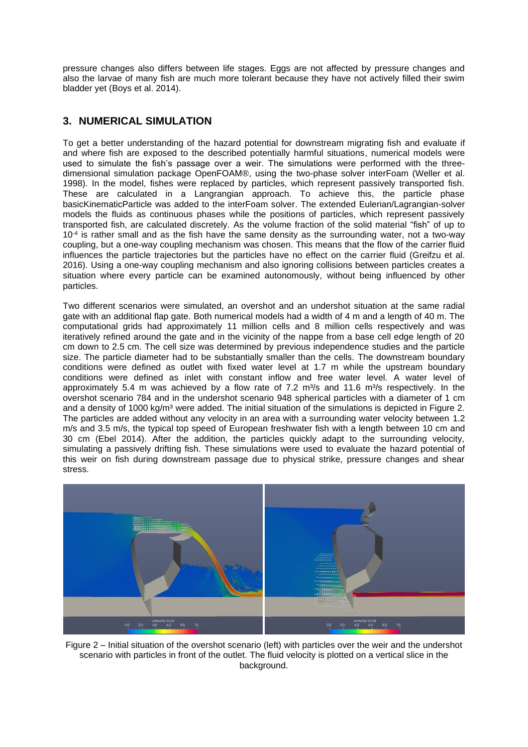pressure changes also differs between life stages. Eggs are not affected by pressure changes and also the larvae of many fish are much more tolerant because they have not actively filled their swim bladder yet (Boys et al. 2014).

## 3. NUMERICAL SIMULATION

To get a better understanding of the hazard potential for downstream migrating fish and evaluate if and where fish are exposed to the described potentially harmful situations, numerical models were used to simulate the fish's passage over a weir. The simulations were performed with the three-dimensional simulation package OpenFOAM®, using the two-phase solver interFoam (Weller et al. 1998). In the model, fishes were replaced by particles, which represent passively transported fish. These are calculated in a Langrangian approach. To achieve this, the particle phase basicKinematicParticle was added to the interFoam solver. The extended Eulerian/Lagrangian-solver models the fluids as continuous phases while the positions of particles, which represent passively transported fish, are calculated discretely. As the volume fraction of the solid material "fish" of up to $10^{-4}$ is rather small and as the fish have the same density as the surrounding water, not a two-way coupling, but a one-way coupling mechanism was chosen. This means that the flow of the carrier fluid influences the particle trajectories but the particles have no effect on the carrier fluid (Greifzu et al. 2016). Using a one-way coupling mechanism and also ignoring collisions between particles creates a situation where every particle can be examined autonomously, without being influenced by other particles.

Two different scenarios were simulated, an overshot and an undershot situation at the same radial gate with an additional flap gate. Both numerical models had a width of 4 m and a length of 40 m. The computational grids had approximately 11 million cells and 8 million cells respectively and was iteratively refined around the gate and in the vicinity of the nappe from a base cell edge length of 20 cm down to 2.5 cm. The cell size was determined by previous independence studies and the particle size. The particle diameter had to be substantially smaller than the cells. The downstream boundary conditions were defined as outlet with fixed water level at 1.7 m while the upstream boundary conditions were defined as inlet with constant inflow and free water level. A water level of approximately 5.4 m was achieved by a flow rate of 7.2 m³/s and 11.6 m³/s respectively. In the overshot scenario 784 and in the undershot scenario 948 spherical particles with a diameter of 1 cm and a density of 1000 kg/m³ were added. The initial situation of the simulations is depicted in Figure 2. The particles are added without any velocity in an area with a surrounding water velocity between 1.2 m/s and 3.5 m/s, the typical top speed of European freshwater fish with a length between 10 cm and 30 cm (Ebel 2014). After the addition, the particles quickly adapt to the surrounding velocity, simulating a passively drifting fish. These simulations were used to evaluate the hazard potential of this weir on fish during downstream passage due to physical strike, pressure changes and shear stress.

Figure 2 – Initial situation of the overshot scenario (left) with particles over the weir and the undershot scenario with particles in front of the outlet. The fluid velocity is plotted on a vertical slice in the background.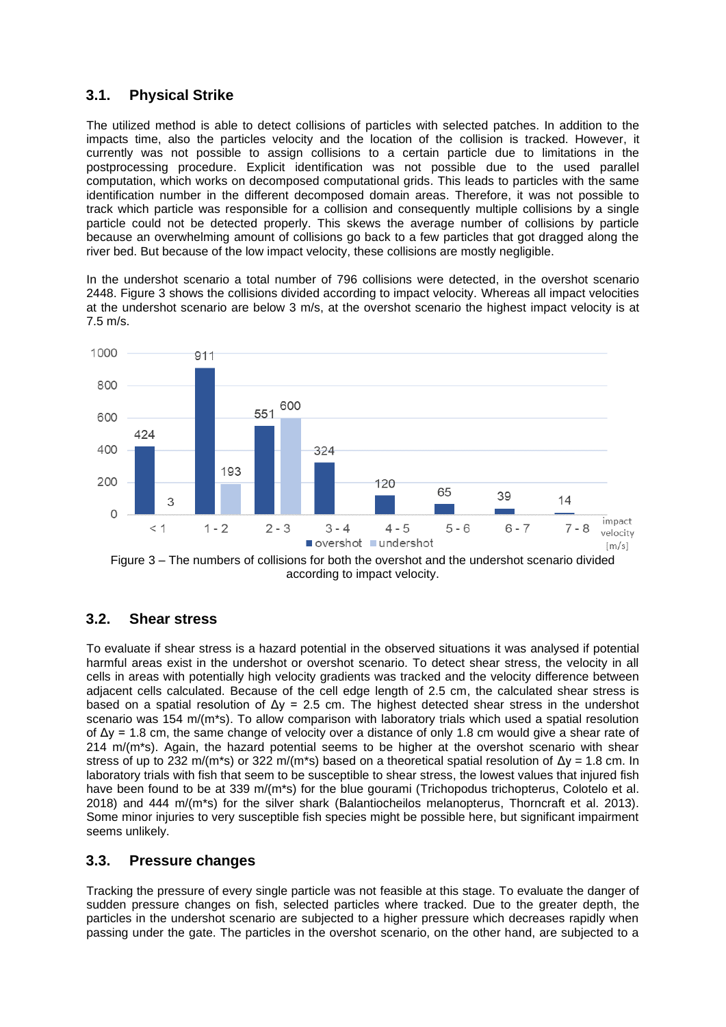## 3.1. Physical Strike

The utilized method is able to detect collisions of particles with selected patches. In addition to the impacts time, also the particles velocity and the location of the collision is tracked. However, it currently was not possible to assign collisions to a certain particle due to limitations in the postprocessing procedure. Explicit identification was not possible due to the used parallel computation, which works on decomposed computational grids. This leads to particles with the same identification number in the different decomposed domain areas. Therefore, it was not possible to track which particle was responsible for a collision and consequently multiple collisions by a single particle could not be detected properly. This skews the average number of collisions by particle because an overwhelming amount of collisions go back to a few particles that got dragged along the river bed. But because of the low impact velocity, these collisions are mostly negligible.

In the undershot scenario a total number of 796 collisions were detected, in the overshot scenario 2448. Figure 3 shows the collisions divided according to impact velocity. Whereas all impact velocities at the undershot scenario are below 3 m/s, at the overshot scenario the highest impact velocity is at 7.5 m/s.

| impact velocity [m/s] | < 1 | 1 - 2 | 2 - 3 | 3 - 4 | 4 - 5 | 5 - 6 | 6 - 7 | 7 - 8 |
|---|---|---|---|---|---|---|---|---|
| overshot | 424 | 911 | 551 | 324 | 120 | 65 | 39 | 14 |
| undershot | 3 | 193 | 600 | | | | | |

Figure 3 – The numbers of collisions for both the overshot and the undershot scenario divided according to impact velocity.

## 3.2. Shear stress

To evaluate if shear stress is a hazard potential in the observed situations it was analysed if potential harmful areas exist in the undershot or overshot scenario. To detect shear stress, the velocity in all cells in areas with potentially high velocity gradients was tracked and the velocity difference between adjacent cells calculated. Because of the cell edge length of 2.5 cm, the calculated shear stress is based on a spatial resolution of $\Delta y$ = 2.5 cm. The highest detected shear stress in the undershot scenario was 154 m/(m*s). To allow comparison with laboratory trials which used a spatial resolution of $\Delta y$ = 1.8 cm, the same change of velocity over a distance of only 1.8 cm would give a shear rate of 214 m/(m*s). Again, the hazard potential seems to be higher at the overshot scenario with shear stress of up to 232 m/(m*s) or 322 m/(m*s) based on a theoretical spatial resolution of $\Delta y$ = 1.8 cm. In laboratory trials with fish that seem to be susceptible to shear stress, the lowest values that injured fish have been found to be at 339 m/(m*s) for the blue gourami (Trichopodus trichopterus, Colotelo et al. 2018) and 444 m/(m*s) for the silver shark (Balantiocheilos melanopterus, Thorncraft et al. 2013). Some minor injuries to very susceptible fish species might be possible here, but significant impairment seems unlikely.

## 3.3. Pressure changes

Tracking the pressure of every single particle was not feasible at this stage. To evaluate the danger of sudden pressure changes on fish, selected particles where tracked. Due to the greater depth, the particles in the undershot scenario are subjected to a higher pressure which decreases rapidly when passing under the gate. The particles in the overshot scenario, on the other hand, are subjected to a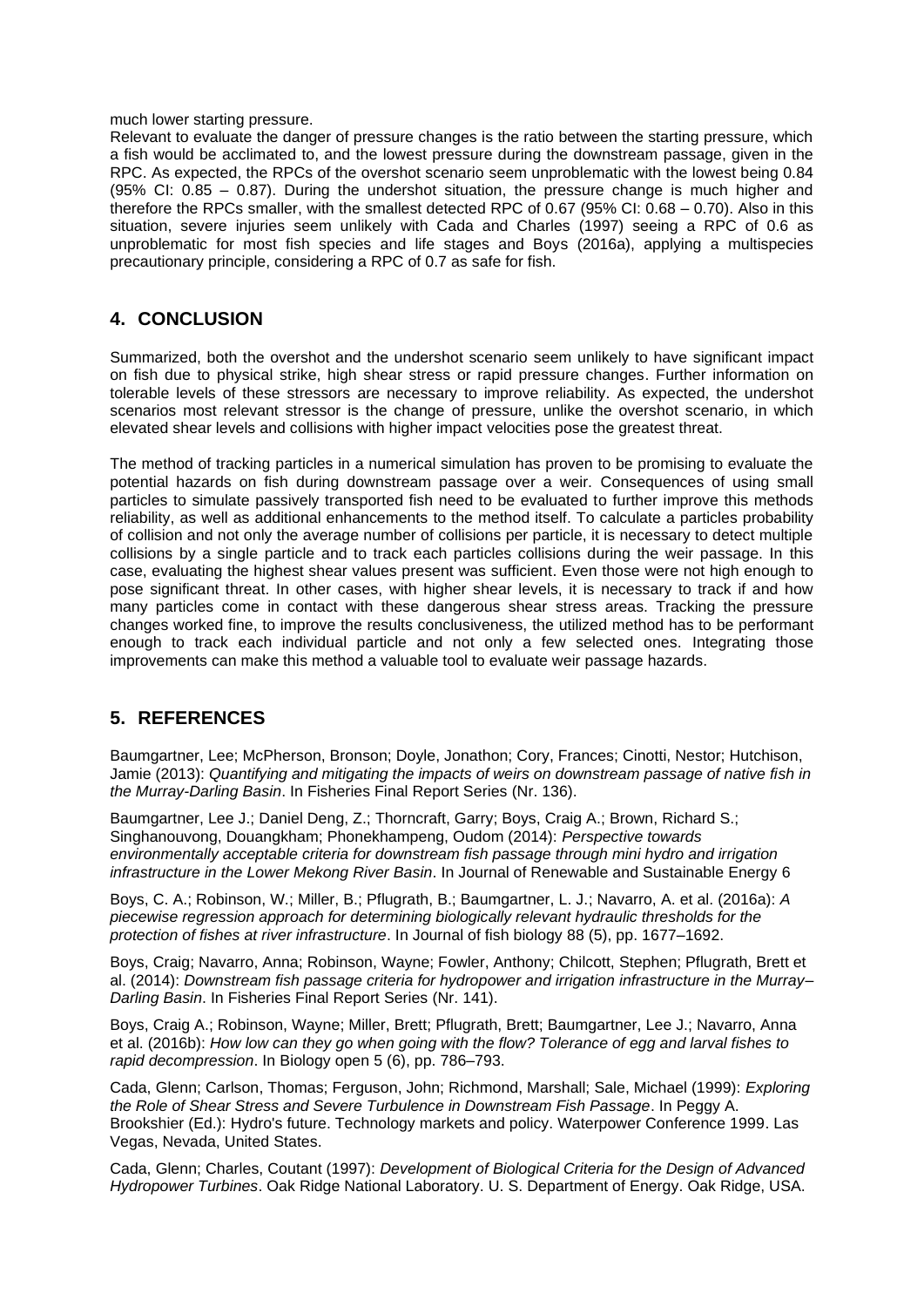much lower starting pressure.

Relevant to evaluate the danger of pressure changes is the ratio between the starting pressure, which a fish would be acclimated to, and the lowest pressure during the downstream passage, given in the RPC. As expected, the RPCs of the overshot scenario seem unproblematic with the lowest being 0.84 (95% CI: 0.85 – 0.87). During the undershot situation, the pressure change is much higher and therefore the RPCs smaller, with the smallest detected RPC of 0.67 (95% CI: 0.68 – 0.70). Also in this situation, severe injuries seem unlikely with Cada and Charles (1997) seeing a RPC of 0.6 as unproblematic for most fish species and life stages and Boys (2016a), applying a multispecies precautionary principle, considering a RPC of 0.7 as safe for fish.

## 4. CONCLUSION

Summarized, both the overshot and the undershot scenario seem unlikely to have significant impact on fish due to physical strike, high shear stress or rapid pressure changes. Further information on tolerable levels of these stressors are necessary to improve reliability. As expected, the undershot scenarios most relevant stressor is the change of pressure, unlike the overshot scenario, in which elevated shear levels and collisions with higher impact velocities pose the greatest threat.

The method of tracking particles in a numerical simulation has proven to be promising to evaluate the potential hazards on fish during downstream passage over a weir. Consequences of using small particles to simulate passively transported fish need to be evaluated to further improve this methods reliability, as well as additional enhancements to the method itself. To calculate a particles probability of collision and not only the average number of collisions per particle, it is necessary to detect multiple collisions by a single particle and to track each particles collisions during the weir passage. In this case, evaluating the highest shear values present was sufficient. Even those were not high enough to pose significant threat. In other cases, with higher shear levels, it is necessary to track if and how many particles come in contact with these dangerous shear stress areas. Tracking the pressure changes worked fine, to improve the results conclusiveness, the utilized method has to be performant enough to track each individual particle and not only a few selected ones. Integrating those improvements can make this method a valuable tool to evaluate weir passage hazards.

## 5. REFERENCES

Baumgartner, Lee; McPherson, Bronson; Doyle, Jonathon; Cory, Frances; Cinotti, Nestor; Hutchison, Jamie (2013): *Quantifying and mitigating the impacts of weirs on downstream passage of native fish in the Murray-Darling Basin*. In Fisheries Final Report Series (Nr. 136).

Baumgartner, Lee J.; Daniel Deng, Z.; Thorncraft, Garry; Boys, Craig A.; Brown, Richard S.; Singhanouvong, Douangkham; Phonekhampeng, Oudom (2014): *Perspective towards environmentally acceptable criteria for downstream fish passage through mini hydro and irrigation infrastructure in the Lower Mekong River Basin*. In Journal of Renewable and Sustainable Energy 6

Boys, C. A.; Robinson, W.; Miller, B.; Pflugrath, B.; Baumgartner, L. J.; Navarro, A. et al. (2016a): *A piecewise regression approach for determining biologically relevant hydraulic thresholds for the protection of fishes at river infrastructure*. In Journal of fish biology 88 (5), pp. 1677–1692.

Boys, Craig; Navarro, Anna; Robinson, Wayne; Fowler, Anthony; Chilcott, Stephen; Pflugrath, Brett et al. (2014): *Downstream fish passage criteria for hydropower and irrigation infrastructure in the Murray–Darling Basin*. In Fisheries Final Report Series (Nr. 141).

Boys, Craig A.; Robinson, Wayne; Miller, Brett; Pflugrath, Brett; Baumgartner, Lee J.; Navarro, Anna et al. (2016b): *How low can they go when going with the flow? Tolerance of egg and larval fishes to rapid decompression*. In Biology open 5 (6), pp. 786–793.

Cada, Glenn; Carlson, Thomas; Ferguson, John; Richmond, Marshall; Sale, Michael (1999): *Exploring the Role of Shear Stress and Severe Turbulence in Downstream Fish Passage*. In Peggy A. Brookshier (Ed.): Hydro's future. Technology markets and policy. Waterpower Conference 1999. Las Vegas, Nevada, United States.

Cada, Glenn; Charles, Coutant (1997): *Development of Biological Criteria for the Design of Advanced Hydropower Turbines*. Oak Ridge National Laboratory. U. S. Department of Energy. Oak Ridge, USA.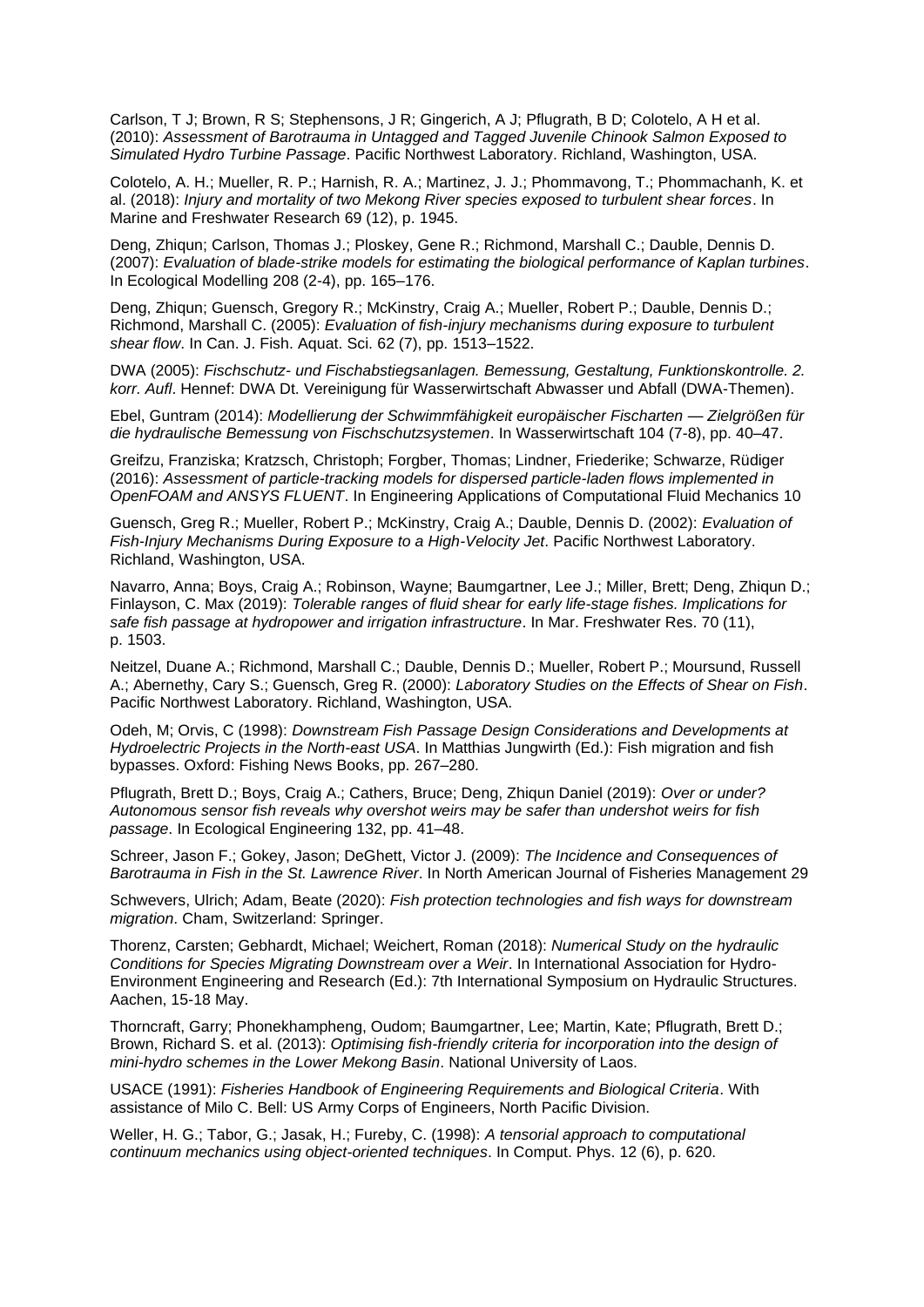Carlson, T J; Brown, R S; Stephensons, J R; Gingerich, A J; Pflugrath, B D; Colotelo, A H et al. (2010): *Assessment of Barotrauma in Untagged and Tagged Juvenile Chinook Salmon Exposed to Simulated Hydro Turbine Passage*. Pacific Northwest Laboratory. Richland, Washington, USA.

Colotelo, A. H.; Mueller, R. P.; Harnish, R. A.; Martinez, J. J.; Phommavong, T.; Phommachanh, K. et al. (2018): *Injury and mortality of two Mekong River species exposed to turbulent shear forces*. In Marine and Freshwater Research 69 (12), p. 1945.

Deng, Zhiqun; Carlson, Thomas J.; Ploskey, Gene R.; Richmond, Marshall C.; Dauble, Dennis D. (2007): *Evaluation of blade-strike models for estimating the biological performance of Kaplan turbines*. In Ecological Modelling 208 (2-4), pp. 165–176.

Deng, Zhiqun; Guensch, Gregory R.; McKinstry, Craig A.; Mueller, Robert P.; Dauble, Dennis D.; Richmond, Marshall C. (2005): *Evaluation of fish-injury mechanisms during exposure to turbulent shear flow*. In Can. J. Fish. Aquat. Sci. 62 (7), pp. 1513–1522.

DWA (2005): *Fischschutz- und Fischabstiegsanlagen. Bemessung, Gestaltung, Funktionskontrolle. 2. korr. Aufl*. Hennef: DWA Dt. Vereinigung für Wasserwirtschaft Abwasser und Abfall (DWA-Themen).

Ebel, Guntram (2014): *Modellierung der Schwimmfähigkeit europäischer Fischarten — Zielgrößen für die hydraulische Bemessung von Fischschutzsystemen*. In Wasserwirtschaft 104 (7-8), pp. 40–47.

Greifzu, Franziska; Kratzsch, Christoph; Forgber, Thomas; Lindner, Friederike; Schwarze, Rüdiger (2016): *Assessment of particle-tracking models for dispersed particle-laden flows implemented in OpenFOAM and ANSYS FLUENT*. In Engineering Applications of Computational Fluid Mechanics 10

Guensch, Greg R.; Mueller, Robert P.; McKinstry, Craig A.; Dauble, Dennis D. (2002): *Evaluation of Fish-Injury Mechanisms During Exposure to a High-Velocity Jet*. Pacific Northwest Laboratory. Richland, Washington, USA.

Navarro, Anna; Boys, Craig A.; Robinson, Wayne; Baumgartner, Lee J.; Miller, Brett; Deng, Zhiqun D.; Finlayson, C. Max (2019): *Tolerable ranges of fluid shear for early life-stage fishes. Implications for safe fish passage at hydropower and irrigation infrastructure*. In Mar. Freshwater Res. 70 (11), p. 1503.

Neitzel, Duane A.; Richmond, Marshall C.; Dauble, Dennis D.; Mueller, Robert P.; Moursund, Russell A.; Abernethy, Cary S.; Guensch, Greg R. (2000): *Laboratory Studies on the Effects of Shear on Fish*. Pacific Northwest Laboratory. Richland, Washington, USA.

Odeh, M; Orvis, C (1998): *Downstream Fish Passage Design Considerations and Developments at Hydroelectric Projects in the North-east USA*. In Matthias Jungwirth (Ed.): Fish migration and fish bypasses. Oxford: Fishing News Books, pp. 267–280.

Pflugrath, Brett D.; Boys, Craig A.; Cathers, Bruce; Deng, Zhiqun Daniel (2019): *Over or under? Autonomous sensor fish reveals why overshot weirs may be safer than undershot weirs for fish passage*. In Ecological Engineering 132, pp. 41–48.

Schreer, Jason F.; Gokey, Jason; DeGhett, Victor J. (2009): *The Incidence and Consequences of Barotrauma in Fish in the St. Lawrence River*. In North American Journal of Fisheries Management 29

Schwevers, Ulrich; Adam, Beate (2020): *Fish protection technologies and fish ways for downstream migration*. Cham, Switzerland: Springer.

Thorenz, Carsten; Gebhardt, Michael; Weichert, Roman (2018): *Numerical Study on the hydraulic Conditions for Species Migrating Downstream over a Weir*. In International Association for Hydro-Environment Engineering and Research (Ed.): 7th International Symposium on Hydraulic Structures. Aachen, 15-18 May.

Thorncraft, Garry; Phonekhampheng, Oudom; Baumgartner, Lee; Martin, Kate; Pflugrath, Brett D.; Brown, Richard S. et al. (2013): *Optimising fish-friendly criteria for incorporation into the design of mini-hydro schemes in the Lower Mekong Basin*. National University of Laos.

USACE (1991): *Fisheries Handbook of Engineering Requirements and Biological Criteria*. With assistance of Milo C. Bell: US Army Corps of Engineers, North Pacific Division.

Weller, H. G.; Tabor, G.; Jasak, H.; Fureby, C. (1998): *A tensorial approach to computational continuum mechanics using object-oriented techniques*. In Comput. Phys. 12 (6), p. 620.